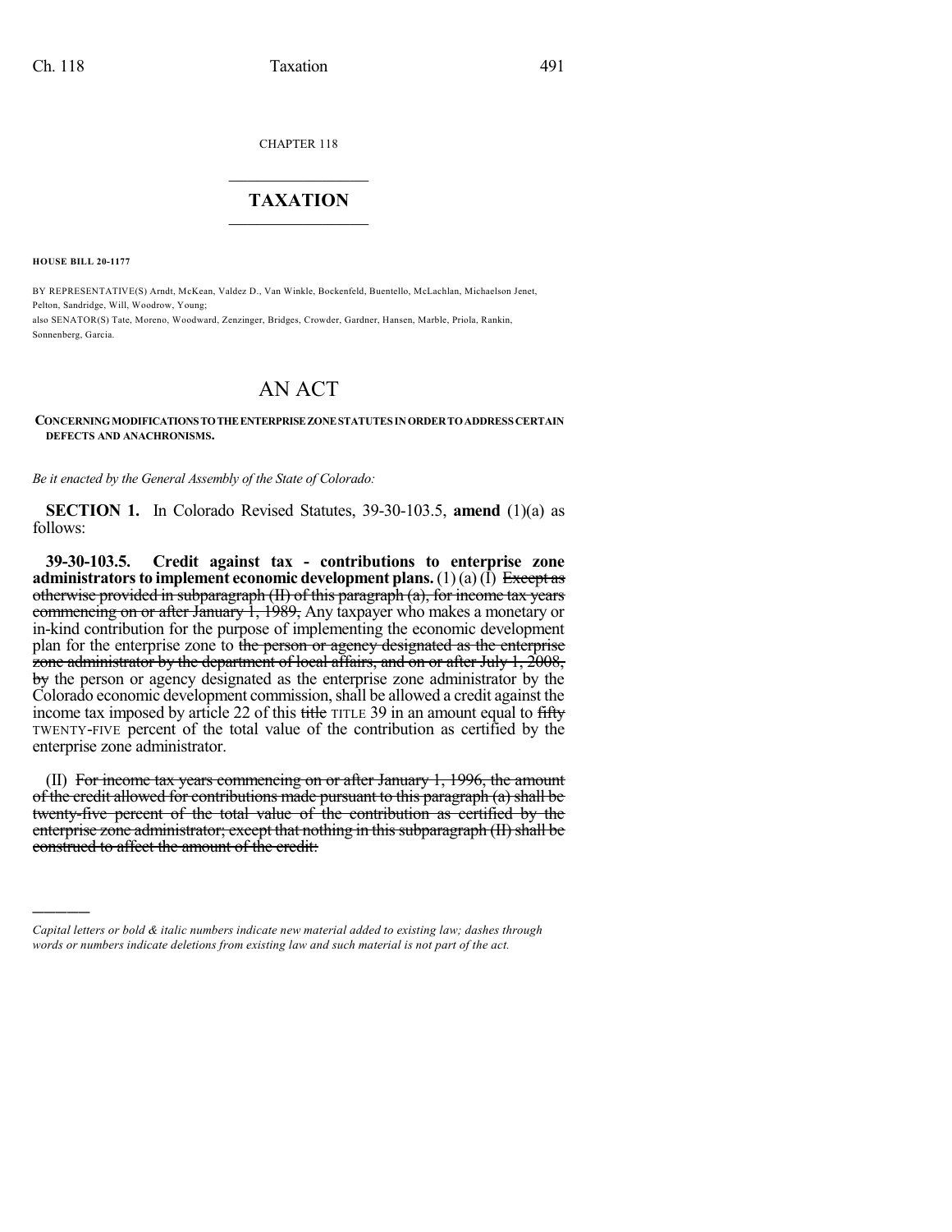CHAPTER 118

# TAXATION

**HOUSE BILL 20-1177**

BY REPRESENTATIVE(S) Arndt, McKean, Valdez D., Van Winkle, Bockenfeld, Buentello, McLachlan, Michaelson Jenet, Pelton, Sandridge, Will, Woodrow, Young;
also SENATOR(S) Tate, Moreno, Woodward, Zenzinger, Bridges, Crowder, Gardner, Hansen, Marble, Priola, Rankin, Sonnenberg, Garcia.

# AN ACT

**CONCERNING MODIFICATIONS TO THE ENTERPRISE ZONE STATUTES IN ORDER TO ADDRESS CERTAIN DEFECTS AND ANACHRONISMS.**

*Be it enacted by the General Assembly of the State of Colorado:*

**SECTION 1.** In Colorado Revised Statutes, 39-30-103.5, **amend** (1)(a) as follows:

**39-30-103.5. Credit against tax - contributions to enterprise zone administrators to implement economic development plans.** (1) (a) (I) ~~Except as otherwise provided in subparagraph (II) of this paragraph (a), for income tax years commencing on or after January 1, 1989,~~ Any taxpayer who makes a monetary or in-kind contribution for the purpose of implementing the economic development plan for the enterprise zone to ~~the person or agency designated as the enterprise zone administrator by the department of local affairs, and on or after July 1, 2008, by~~ the person or agency designated as the enterprise zone administrator by the Colorado economic development commission, shall be allowed a credit against the income tax imposed by article 22 of this ~~title~~ TITLE 39 in an amount equal to ~~fifty~~ TWENTY-FIVE percent of the total value of the contribution as certified by the enterprise zone administrator.

(II) ~~For income tax years commencing on or after January 1, 1996, the amount of the credit allowed for contributions made pursuant to this paragraph (a) shall be twenty-five percent of the total value of the contribution as certified by the enterprise zone administrator; except that nothing in this subparagraph (II) shall be construed to affect the amount of the credit:~~

---

*Capital letters or bold & italic numbers indicate new material added to existing law; dashes through words or numbers indicate deletions from existing law and such material is not part of the act.*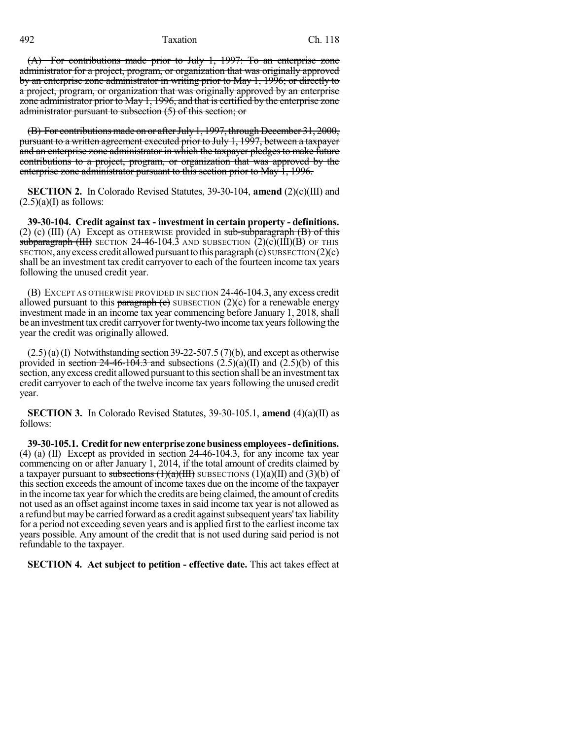~~(A) For contributions made prior to July 1, 1997: To an enterprise zone administrator for a project, program, or organization that was originally approved by an enterprise zone administrator in writing prior to May 1, 1996; or directly to a project, program, or organization that was originally approved by an enterprise zone administrator prior to May 1, 1996, and that is certified by the enterprise zone administrator pursuant to subsection (5) of this section; or~~

~~(B) For contributions made on or after July 1, 1997, through December 31, 2000, pursuant to a written agreement executed prior to July 1, 1997, between a taxpayer and an enterprise zone administrator in which the taxpayer pledges to make future contributions to a project, program, or organization that was approved by the enterprise zone administrator pursuant to this section prior to May 1, 1996.~~

**SECTION 2.** In Colorado Revised Statutes, 39-30-104, **amend** (2)(c)(III) and (2.5)(a)(I) as follows:

**39-30-104. Credit against tax - investment in certain property - definitions.** (2) (c) (III) (A) Except as OTHERWISE provided in ~~sub-subparagraph (B) of this subparagraph (III)~~ SECTION 24-46-104.3 AND SUBSECTION (2)(c)(III)(B) OF THIS SECTION, any excess credit allowed pursuant to this ~~paragraph (c)~~ SUBSECTION (2)(c) shall be an investment tax credit carryover to each of the fourteen income tax years following the unused credit year.

(B) EXCEPT AS OTHERWISE PROVIDED IN SECTION 24-46-104.3, any excess credit allowed pursuant to this ~~paragraph (c)~~ SUBSECTION (2)(c) for a renewable energy investment made in an income tax year commencing before January 1, 2018, shall be an investment tax credit carryover for twenty-two income tax years following the year the credit was originally allowed.

(2.5) (a) (I) Notwithstanding section 39-22-507.5 (7)(b), and except as otherwise provided in ~~section 24-46-104.3 and~~ subsections (2.5)(a)(II) and (2.5)(b) of this section, any excess credit allowed pursuant to this section shall be an investment tax credit carryover to each of the twelve income tax years following the unused credit year.

**SECTION 3.** In Colorado Revised Statutes, 39-30-105.1, **amend** (4)(a)(II) as follows:

**39-30-105.1. Credit for new enterprise zone business employees - definitions.** (4) (a) (II) Except as provided in section 24-46-104.3, for any income tax year commencing on or after January 1, 2014, if the total amount of credits claimed by a taxpayer pursuant to ~~subsections (1)(a)(III)~~ SUBSECTIONS (1)(a)(II) and (3)(b) of this section exceeds the amount of income taxes due on the income of the taxpayer in the income tax year for which the credits are being claimed, the amount of credits not used as an offset against income taxes in said income tax year is not allowed as a refund but may be carried forward as a credit against subsequent years' tax liability for a period not exceeding seven years and is applied first to the earliest income tax years possible. Any amount of the credit that is not used during said period is not refundable to the taxpayer.

**SECTION 4. Act subject to petition - effective date.** This act takes effect at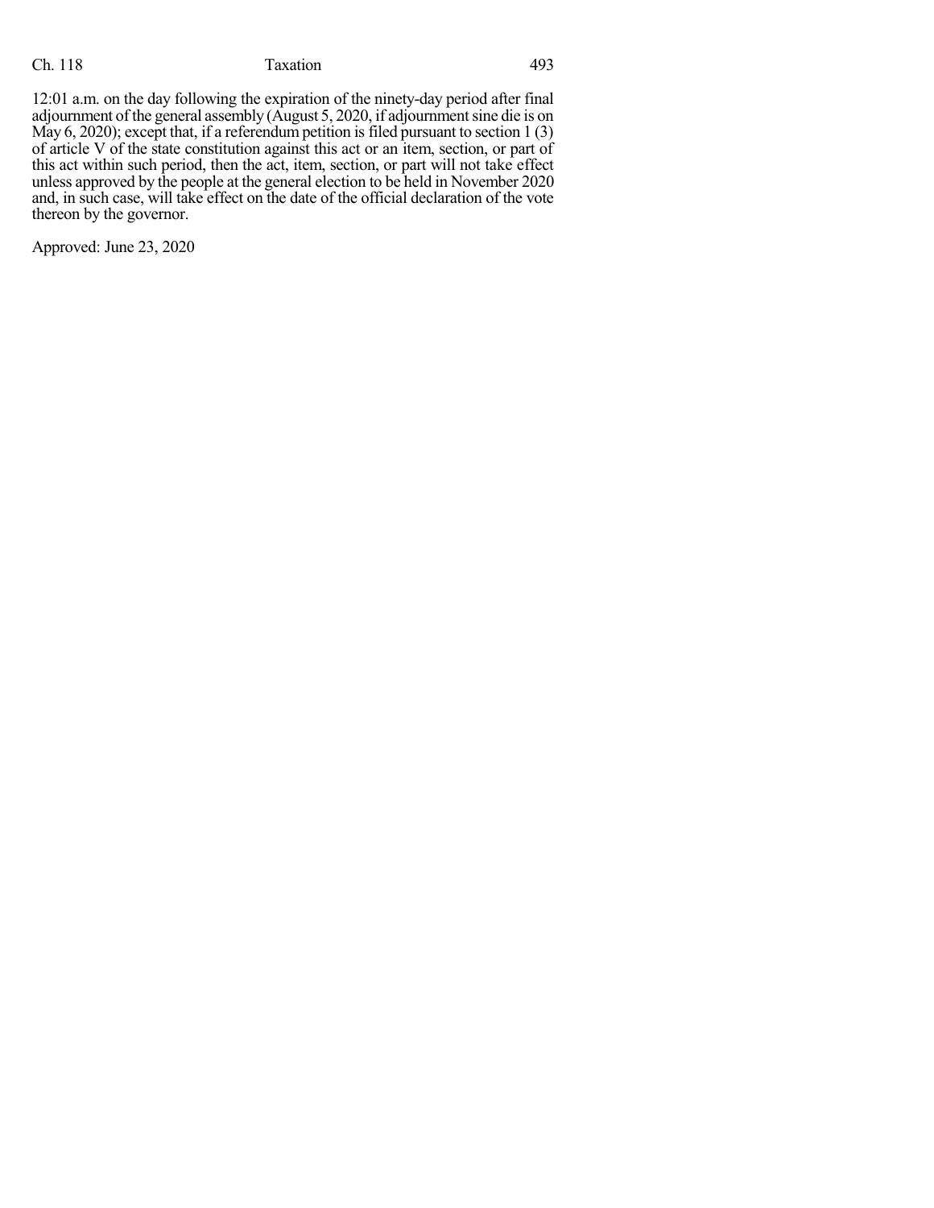12:01 a.m. on the day following the expiration of the ninety-day period after final adjournment of the general assembly (August 5, 2020, if adjournment sine die is on May 6, 2020); except that, if a referendum petition is filed pursuant to section 1 (3) of article V of the state constitution against this act or an item, section, or part of this act within such period, then the act, item, section, or part will not take effect unless approved by the people at the general election to be held in November 2020 and, in such case, will take effect on the date of the official declaration of the vote thereon by the governor.

Approved: June 23, 2020